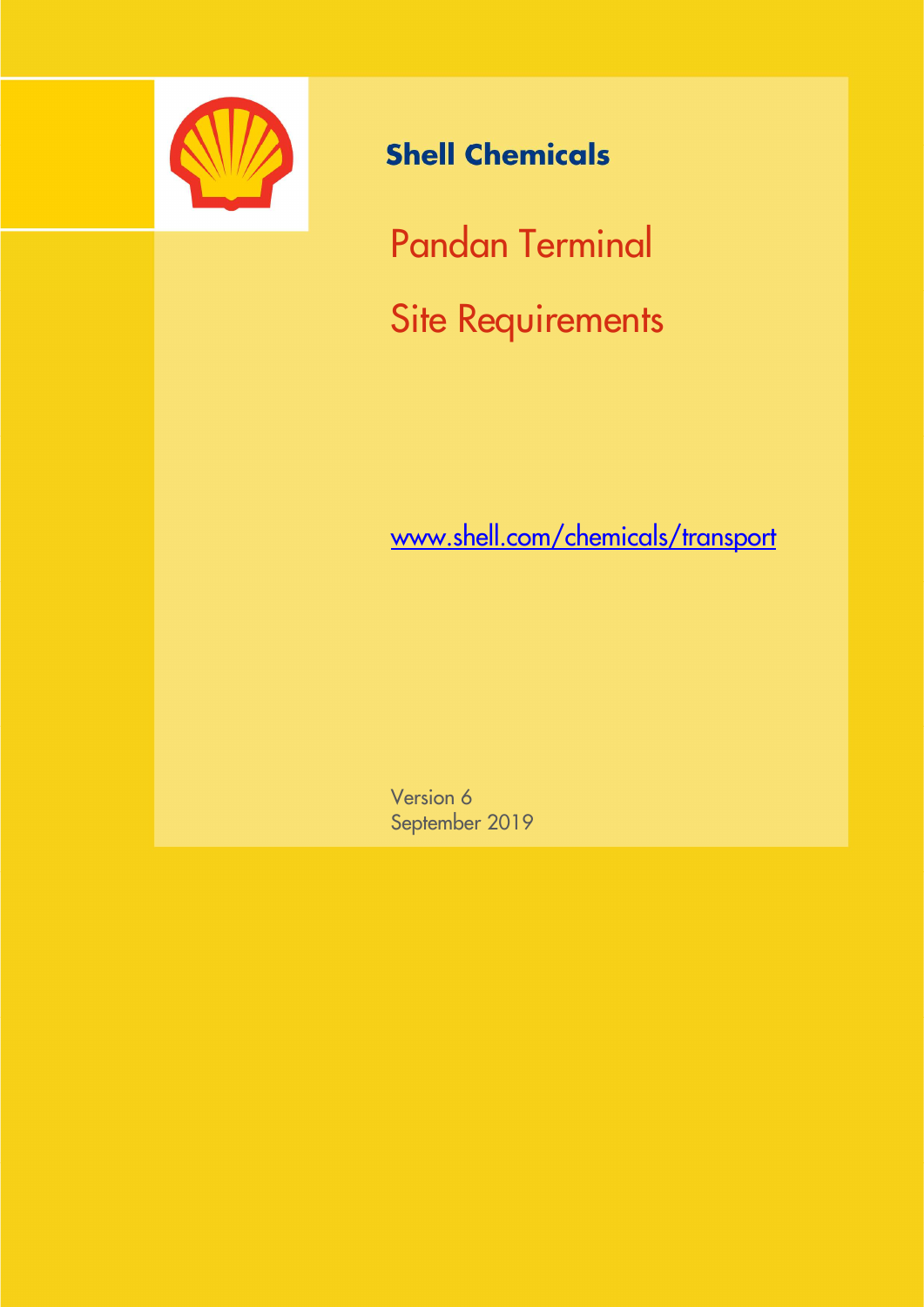**Shell Chemicals**

# Pandan Terminal

# Site Requirements

[www.shell.com/chemicals/transport](http://www.shell.com/chemicals/transport)

Version 6
September 2019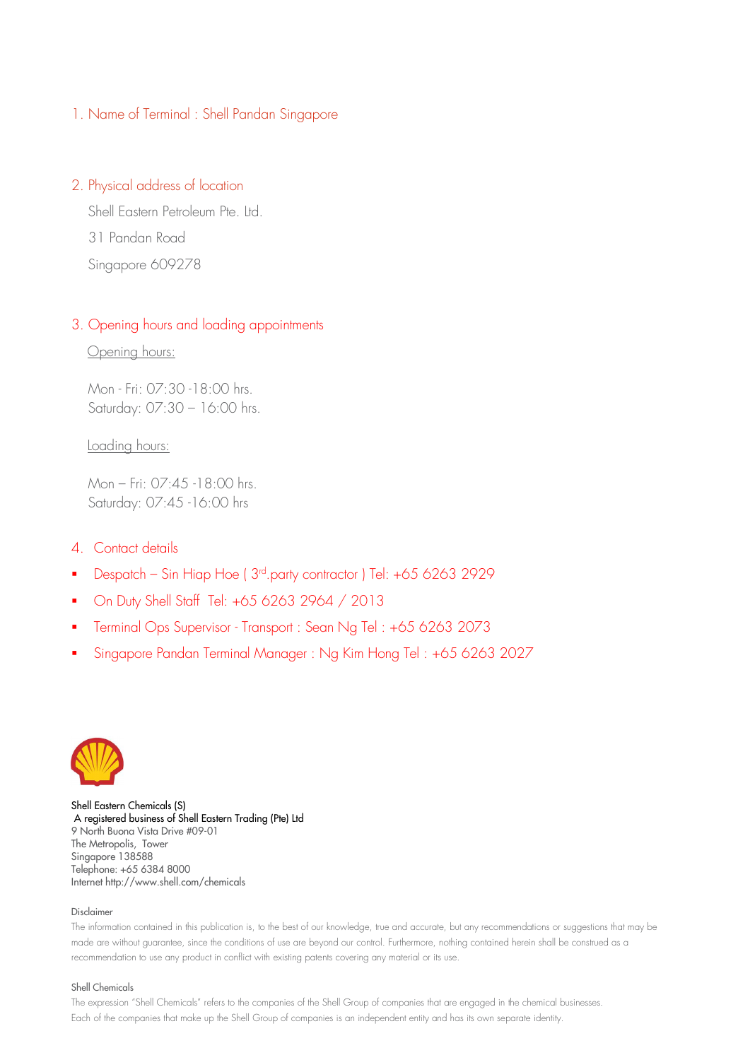1. Name of Terminal : Shell Pandan Singapore

2. Physical address of location

   Shell Eastern Petroleum Pte. Ltd.

   31 Pandan Road

   Singapore 609278

3. Opening hours and loading appointments

   Opening hours:

   Mon - Fri: 07:30 -18:00 hrs.
   Saturday: 07:30 – 16:00 hrs.

   Loading hours:

   Mon – Fri: 07:45 -18:00 hrs.
   Saturday: 07:45 -16:00 hrs

4. Contact details

- Despatch – Sin Hiap Hoe ( 3rd.party contractor ) Tel: +65 6263 2929
- On Duty Shell Staff Tel: +65 6263 2964 / 2013
- Terminal Ops Supervisor - Transport : Sean Ng Tel : +65 6263 2073
- Singapore Pandan Terminal Manager : Ng Kim Hong Tel : +65 6263 2027

Shell Eastern Chemicals (S)
A registered business of Shell Eastern Trading (Pte) Ltd
9 North Buona Vista Drive #09-01
The Metropolis, Tower
Singapore 138588
Telephone: +65 6384 8000
Internet http://www.shell.com/chemicals

Disclaimer

The information contained in this publication is, to the best of our knowledge, true and accurate, but any recommendations or suggestions that may be made are without guarantee, since the conditions of use are beyond our control. Furthermore, nothing contained herein shall be construed as a recommendation to use any product in conflict with existing patents covering any material or its use.

Shell Chemicals

The expression "Shell Chemicals" refers to the companies of the Shell Group of companies that are engaged in the chemical businesses. Each of the companies that make up the Shell Group of companies is an independent entity and has its own separate identity.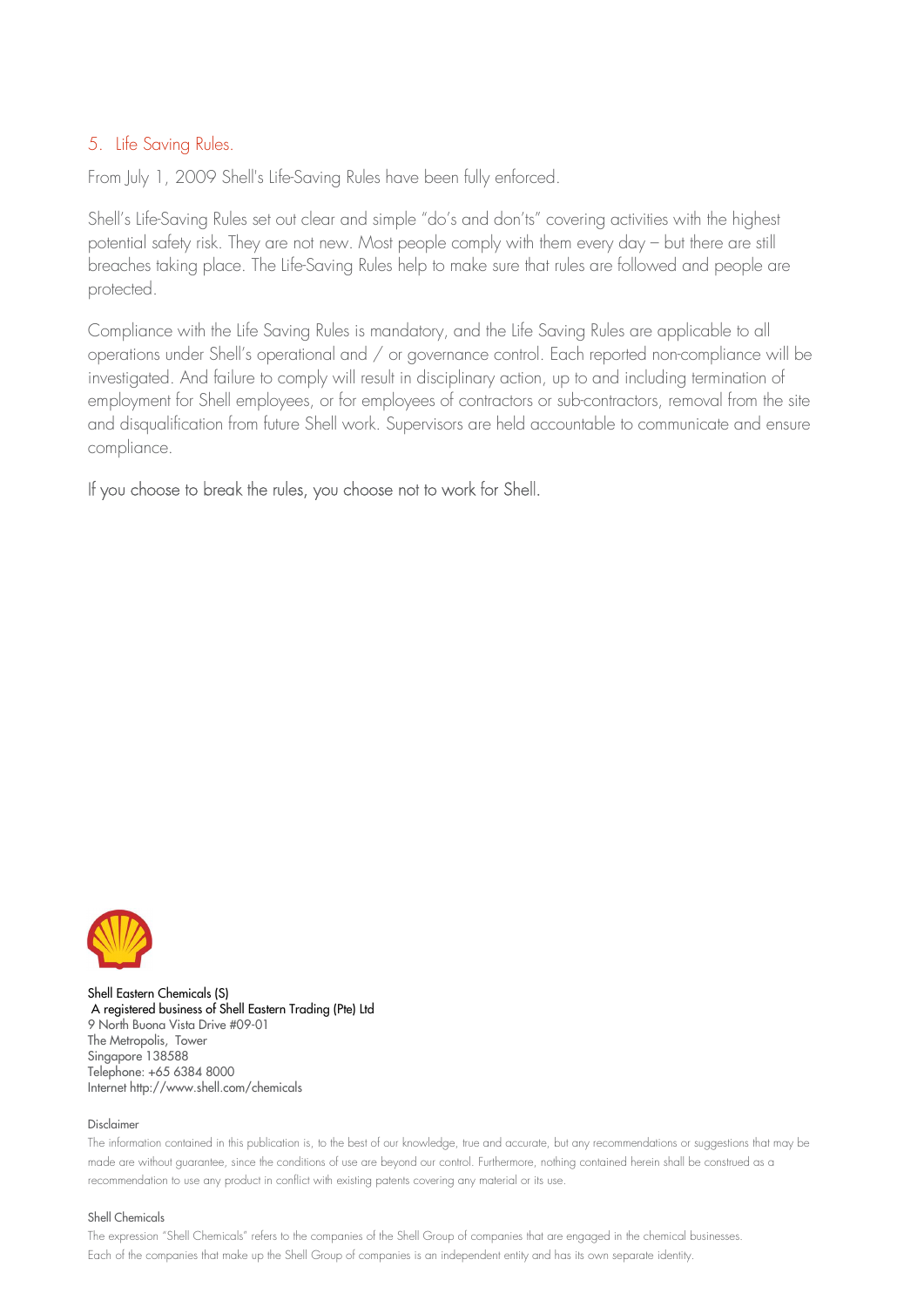## 5. Life Saving Rules.

From July 1, 2009 Shell's Life-Saving Rules have been fully enforced.

Shell's Life-Saving Rules set out clear and simple "do's and don'ts" covering activities with the highest potential safety risk. They are not new. Most people comply with them every day – but there are still breaches taking place. The Life-Saving Rules help to make sure that rules are followed and people are protected.

Compliance with the Life Saving Rules is mandatory, and the Life Saving Rules are applicable to all operations under Shell's operational and / or governance control. Each reported non-compliance will be investigated. And failure to comply will result in disciplinary action, up to and including termination of employment for Shell employees, or for employees of contractors or sub-contractors, removal from the site and disqualification from future Shell work. Supervisors are held accountable to communicate and ensure compliance.

If you choose to break the rules, you choose not to work for Shell.

Shell Eastern Chemicals (S)
A registered business of Shell Eastern Trading (Pte) Ltd
9 North Buona Vista Drive #09-01
The Metropolis, Tower
Singapore 138588
Telephone: +65 6384 8000
Internet http://www.shell.com/chemicals

Disclaimer

The information contained in this publication is, to the best of our knowledge, true and accurate, but any recommendations or suggestions that may be made are without guarantee, since the conditions of use are beyond our control. Furthermore, nothing contained herein shall be construed as a recommendation to use any product in conflict with existing patents covering any material or its use.

Shell Chemicals

The expression "Shell Chemicals" refers to the companies of the Shell Group of companies that are engaged in the chemical businesses. Each of the companies that make up the Shell Group of companies is an independent entity and has its own separate identity.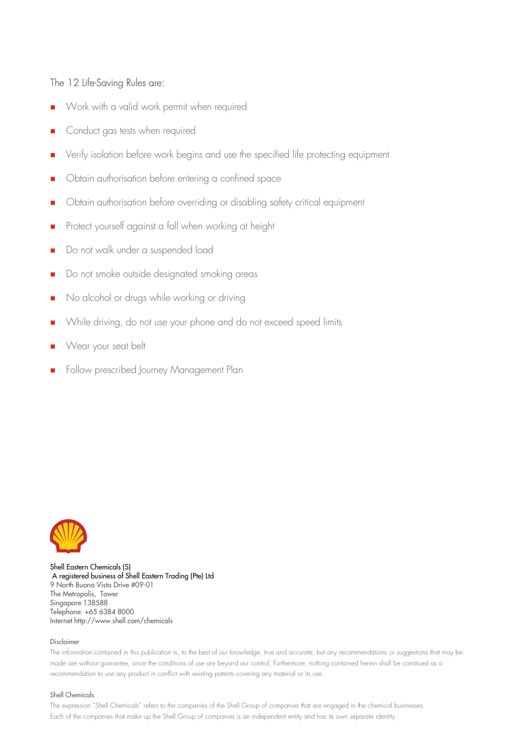The 12 Life-Saving Rules are:

- Work with a valid work permit when required
- Conduct gas tests when required
- Verify isolation before work begins and use the specified life protecting equipment
- Obtain authorisation before entering a confined space
- Obtain authorisation before overriding or disabling safety critical equipment
- Protect yourself against a fall when working at height
- Do not walk under a suspended load
- Do not smoke outside designated smoking areas
- No alcohol or drugs while working or driving
- While driving, do not use your phone and do not exceed speed limits
- Wear your seat belt
- Follow prescribed Journey Management Plan

Shell Eastern Chemicals (S)
A registered business of Shell Eastern Trading (Pte) Ltd
9 North Buona Vista Drive #09-01
The Metropolis, Tower
Singapore 138588
Telephone: +65 6384 8000
Internet http://www.shell.com/chemicals

Disclaimer

The information contained in this publication is, to the best of our knowledge, true and accurate, but any recommendations or suggestions that may be made are without guarantee, since the conditions of use are beyond our control. Furthermore, nothing contained herein shall be construed as a recommendation to use any product in conflict with existing patents covering any material or its use.

Shell Chemicals

The expression "Shell Chemicals" refers to the companies of the Shell Group of companies that are engaged in the chemical businesses. Each of the companies that make up the Shell Group of companies is an independent entity and has its own separate identity.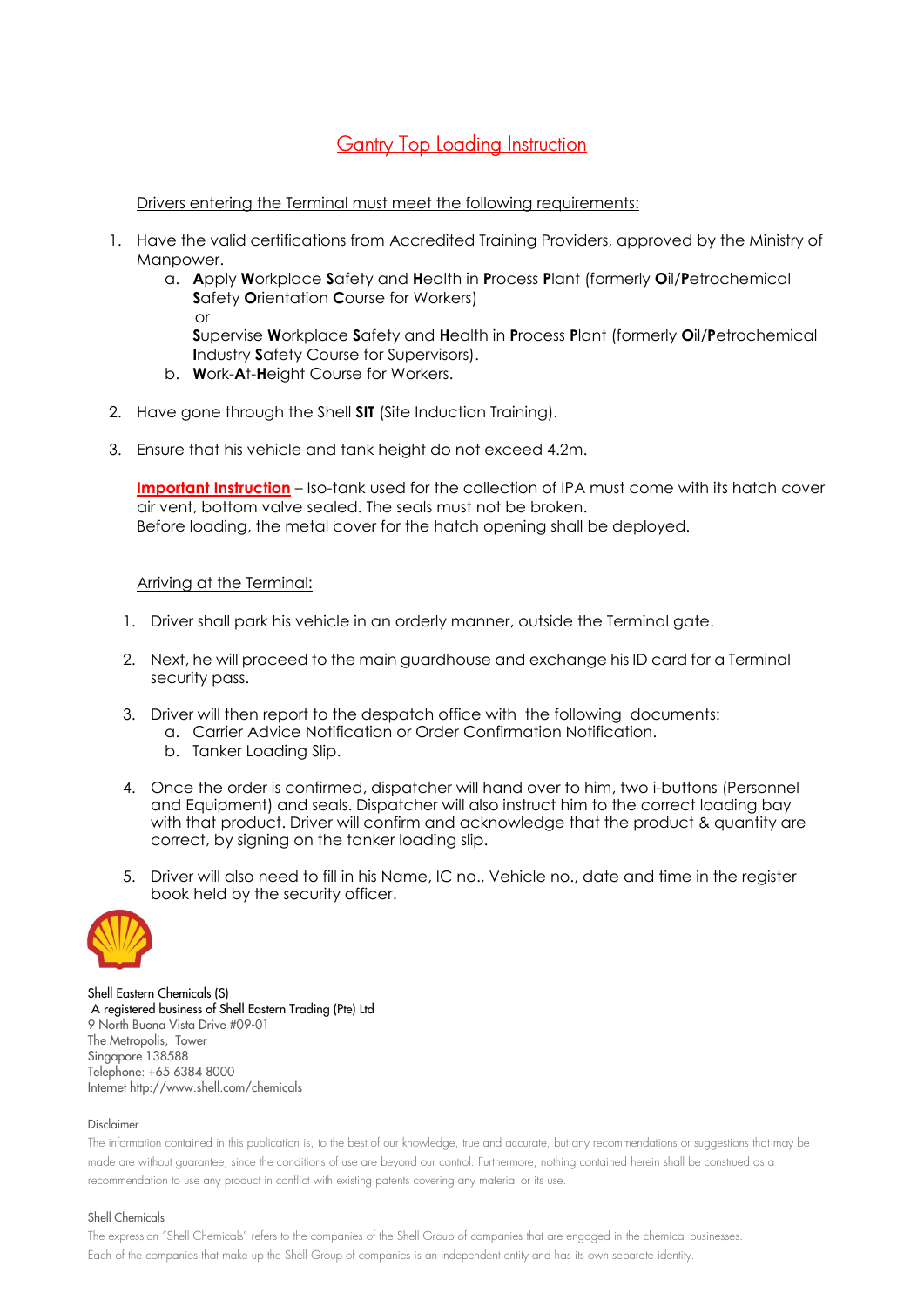# Gantry Top Loading Instruction

Drivers entering the Terminal must meet the following requirements:

1. Have the valid certifications from Accredited Training Providers, approved by the Ministry of Manpower.
   a. **A**pply **W**orkplace **S**afety and **H**ealth in **P**rocess **P**lant (formerly **O**il/**P**etrochemical **S**afety **O**rientation **C**ourse for Workers)
      or
      **S**upervise **W**orkplace **S**afety and **H**ealth in **P**rocess **P**lant (formerly **O**il/**P**etrochemical **I**ndustry **S**afety Course for Supervisors).
   b. **W**ork-**A**t-**H**eight Course for Workers.

2. Have gone through the Shell **SIT** (Site Induction Training).

3. Ensure that his vehicle and tank height do not exceed 4.2m.

**Important Instruction** – Iso-tank used for the collection of IPA must come with its hatch cover air vent, bottom valve sealed. The seals must not be broken.
Before loading, the metal cover for the hatch opening shall be deployed.

Arriving at the Terminal:

1. Driver shall park his vehicle in an orderly manner, outside the Terminal gate.

2. Next, he will proceed to the main guardhouse and exchange his ID card for a Terminal security pass.

3. Driver will then report to the despatch office with the following documents:
   a. Carrier Advice Notification or Order Confirmation Notification.
   b. Tanker Loading Slip.

4. Once the order is confirmed, dispatcher will hand over to him, two i-buttons (Personnel and Equipment) and seals. Dispatcher will also instruct him to the correct loading bay with that product. Driver will confirm and acknowledge that the product & quantity are correct, by signing on the tanker loading slip.

5. Driver will also need to fill in his Name, IC no., Vehicle no., date and time in the register book held by the security officer.

Shell Eastern Chemicals (S)
A registered business of Shell Eastern Trading (Pte) Ltd
9 North Buona Vista Drive #09-01
The Metropolis, Tower
Singapore 138588
Telephone: +65 6384 8000
Internet http://www.shell.com/chemicals

Disclaimer

The information contained in this publication is, to the best of our knowledge, true and accurate, but any recommendations or suggestions that may be made are without guarantee, since the conditions of use are beyond our control. Furthermore, nothing contained herein shall be construed as a recommendation to use any product in conflict with existing patents covering any material or its use.

Shell Chemicals

The expression "Shell Chemicals" refers to the companies of the Shell Group of companies that are engaged in the chemical businesses. Each of the companies that make up the Shell Group of companies is an independent entity and has its own separate identity.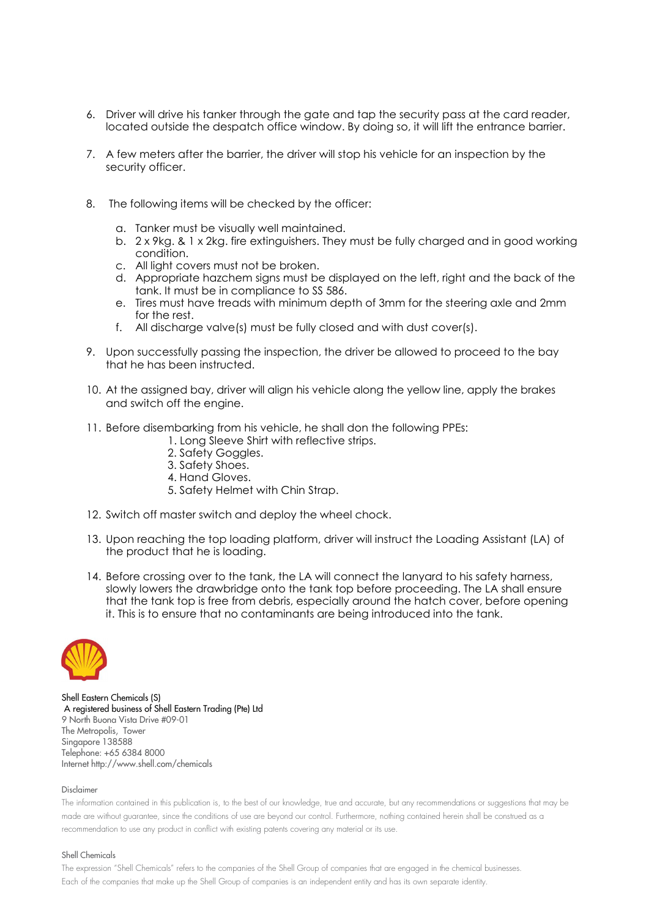6. Driver will drive his tanker through the gate and tap the security pass at the card reader, located outside the despatch office window. By doing so, it will lift the entrance barrier.

7. A few meters after the barrier, the driver will stop his vehicle for an inspection by the security officer.

8. The following items will be checked by the officer:

   a. Tanker must be visually well maintained.
   b. 2 x 9kg. & 1 x 2kg. fire extinguishers. They must be fully charged and in good working condition.
   c. All light covers must not be broken.
   d. Appropriate hazchem signs must be displayed on the left, right and the back of the tank. It must be in compliance to SS 586.
   e. Tires must have treads with minimum depth of 3mm for the steering axle and 2mm for the rest.
   f. All discharge valve(s) must be fully closed and with dust cover(s).

9. Upon successfully passing the inspection, the driver be allowed to proceed to the bay that he has been instructed.

10. At the assigned bay, driver will align his vehicle along the yellow line, apply the brakes and switch off the engine.

11. Before disembarking from his vehicle, he shall don the following PPEs:
    1. Long Sleeve Shirt with reflective strips.
    2. Safety Goggles.
    3. Safety Shoes.
    4. Hand Gloves.
    5. Safety Helmet with Chin Strap.

12. Switch off master switch and deploy the wheel chock.

13. Upon reaching the top loading platform, driver will instruct the Loading Assistant (LA) of the product that he is loading.

14. Before crossing over to the tank, the LA will connect the lanyard to his safety harness, slowly lowers the drawbridge onto the tank top before proceeding. The LA shall ensure that the tank top is free from debris, especially around the hatch cover, before opening it. This is to ensure that no contaminants are being introduced into the tank.

Shell Eastern Chemicals (S)
A registered business of Shell Eastern Trading (Pte) Ltd
9 North Buona Vista Drive #09-01
The Metropolis, Tower
Singapore 138588
Telephone: +65 6384 8000
Internet http://www.shell.com/chemicals

Disclaimer

The information contained in this publication is, to the best of our knowledge, true and accurate, but any recommendations or suggestions that may be made are without guarantee, since the conditions of use are beyond our control. Furthermore, nothing contained herein shall be construed as a recommendation to use any product in conflict with existing patents covering any material or its use.

Shell Chemicals

The expression "Shell Chemicals" refers to the companies of the Shell Group of companies that are engaged in the chemical businesses. Each of the companies that make up the Shell Group of companies is an independent entity and has its own separate identity.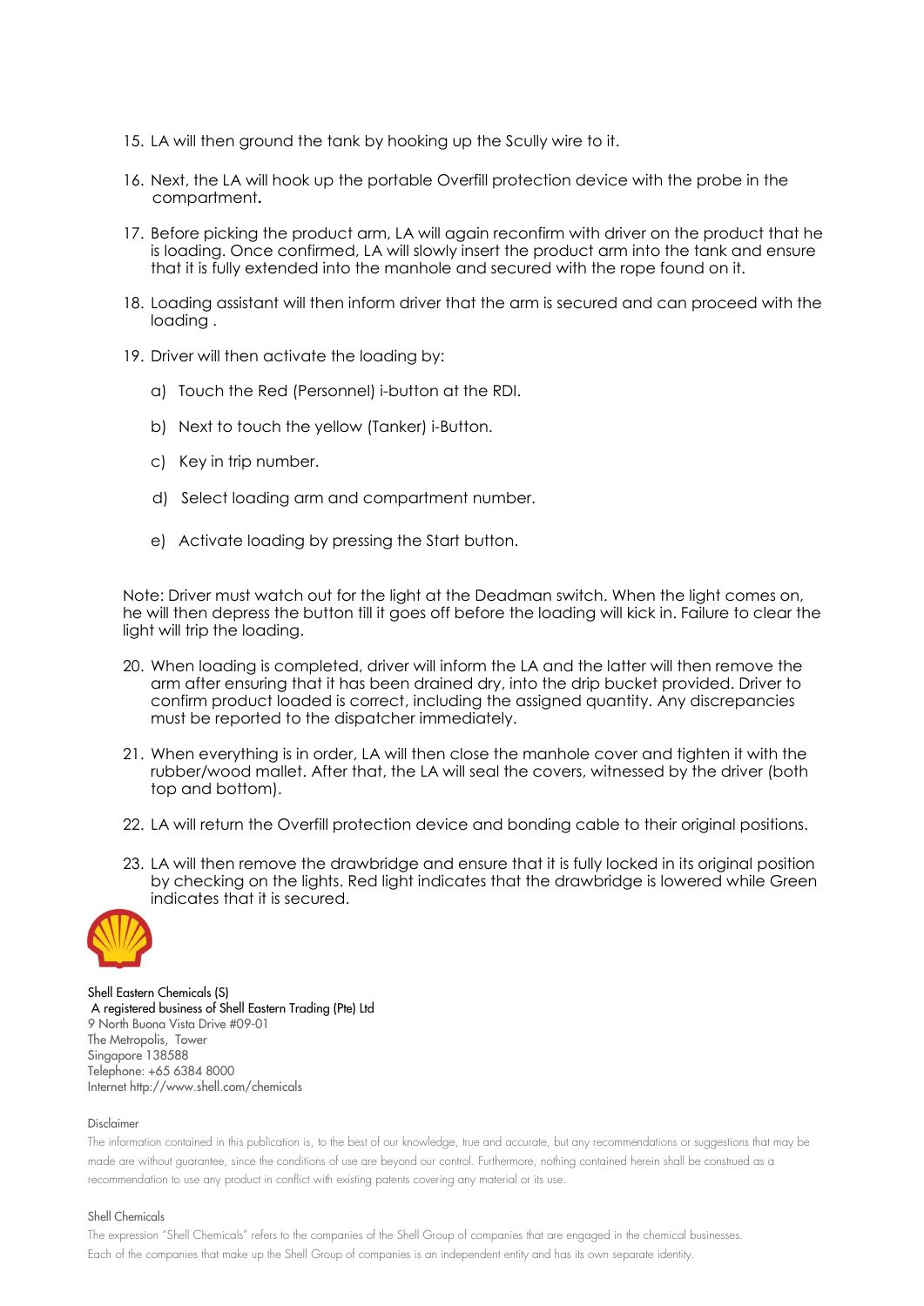15. LA will then ground the tank by hooking up the Scully wire to it.

16. Next, the LA will hook up the portable Overfill protection device with the probe in the compartment**.**

17. Before picking the product arm, LA will again reconfirm with driver on the product that he is loading. Once confirmed, LA will slowly insert the product arm into the tank and ensure that it is fully extended into the manhole and secured with the rope found on it.

18. Loading assistant will then inform driver that the arm is secured and can proceed with the loading .

19. Driver will then activate the loading by:

    a) Touch the Red (Personnel) i-button at the RDI.

    b) Next to touch the yellow (Tanker) i-Button.

    c) Key in trip number.

    d) Select loading arm and compartment number.

    e) Activate loading by pressing the Start button.

Note: Driver must watch out for the light at the Deadman switch. When the light comes on, he will then depress the button till it goes off before the loading will kick in. Failure to clear the light will trip the loading.

20. When loading is completed, driver will inform the LA and the latter will then remove the arm after ensuring that it has been drained dry, into the drip bucket provided. Driver to confirm product loaded is correct, including the assigned quantity. Any discrepancies must be reported to the dispatcher immediately.

21. When everything is in order, LA will then close the manhole cover and tighten it with the rubber/wood mallet. After that, the LA will seal the covers, witnessed by the driver (both top and bottom).

22. LA will return the Overfill protection device and bonding cable to their original positions.

23. LA will then remove the drawbridge and ensure that it is fully locked in its original position by checking on the lights. Red light indicates that the drawbridge is lowered while Green indicates that it is secured.

Shell Eastern Chemicals (S)
A registered business of Shell Eastern Trading (Pte) Ltd
9 North Buona Vista Drive #09-01
The Metropolis, Tower
Singapore 138588
Telephone: +65 6384 8000
Internet http://www.shell.com/chemicals

Disclaimer

The information contained in this publication is, to the best of our knowledge, true and accurate, but any recommendations or suggestions that may be made are without guarantee, since the conditions of use are beyond our control. Furthermore, nothing contained herein shall be construed as a recommendation to use any product in conflict with existing patents covering any material or its use.

Shell Chemicals

The expression "Shell Chemicals" refers to the companies of the Shell Group of companies that are engaged in the chemical businesses. Each of the companies that make up the Shell Group of companies is an independent entity and has its own separate identity.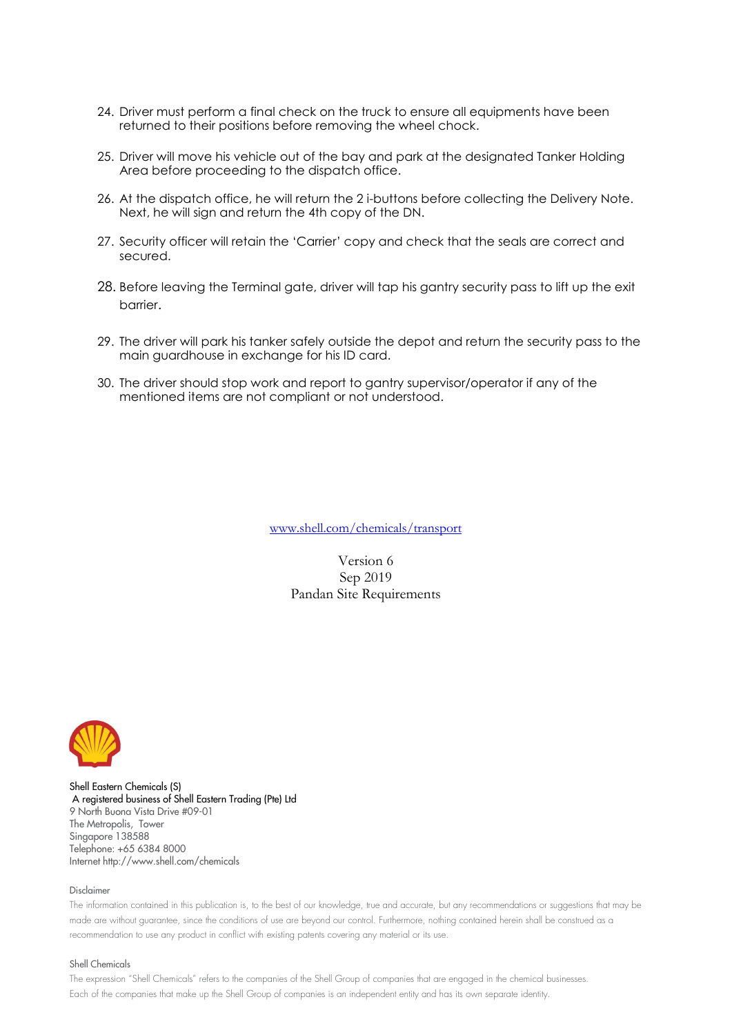24. Driver must perform a final check on the truck to ensure all equipments have been returned to their positions before removing the wheel chock.

25. Driver will move his vehicle out of the bay and park at the designated Tanker Holding Area before proceeding to the dispatch office.

26. At the dispatch office, he will return the 2 i-buttons before collecting the Delivery Note. Next, he will sign and return the 4th copy of the DN.

27. Security officer will retain the 'Carrier' copy and check that the seals are correct and secured.

28. Before leaving the Terminal gate, driver will tap his gantry security pass to lift up the exit barrier.

29. The driver will park his tanker safely outside the depot and return the security pass to the main guardhouse in exchange for his ID card.

30. The driver should stop work and report to gantry supervisor/operator if any of the mentioned items are not compliant or not understood.

[www.shell.com/chemicals/transport](http://www.shell.com/chemicals/transport)

Version 6
Sep 2019
Pandan Site Requirements

Shell Eastern Chemicals (S)
A registered business of Shell Eastern Trading (Pte) Ltd
9 North Buona Vista Drive #09-01
The Metropolis, Tower
Singapore 138588
Telephone: +65 6384 8000
Internet http://www.shell.com/chemicals

Disclaimer

The information contained in this publication is, to the best of our knowledge, true and accurate, but any recommendations or suggestions that may be made are without guarantee, since the conditions of use are beyond our control. Furthermore, nothing contained herein shall be construed as a recommendation to use any product in conflict with existing patents covering any material or its use.

Shell Chemicals

The expression "Shell Chemicals" refers to the companies of the Shell Group of companies that are engaged in the chemical businesses. Each of the companies that make up the Shell Group of companies is an independent entity and has its own separate identity.